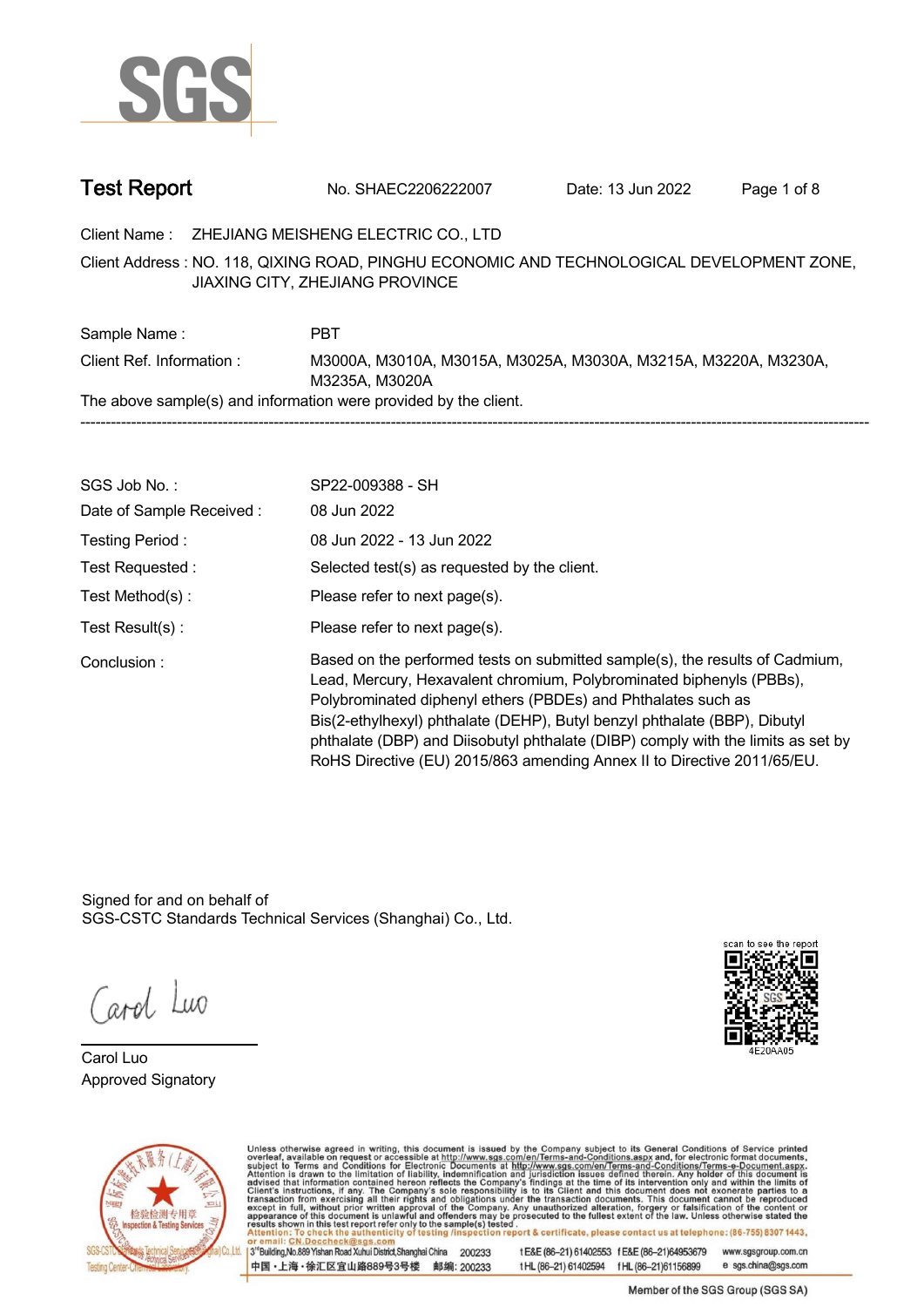# Test Report

No. SHAEC2206222007 Date: 13 Jun 2022

Client Name : ZHEJIANG MEISHENG ELECTRIC CO., LTD

Client Address : NO. 118, QIXING ROAD, PINGHU ECONOMIC AND TECHNOLOGICAL DEVELOPMENT ZONE, JIAXING CITY, ZHEJIANG PROVINCE

Sample Name : PBT

Client Ref. Information : M3000A, M3010A, M3015A, M3025A, M3030A, M3215A, M3220A, M3230A, M3235A, M3020A

The above sample(s) and information were provided by the client.

---

SGS Job No. : SP22-009388 - SH

Date of Sample Received : 08 Jun 2022

Testing Period : 08 Jun 2022 - 13 Jun 2022

Test Requested : Selected test(s) as requested by the client.

Test Method(s) : Please refer to next page(s).

Test Result(s) : Please refer to next page(s).

Conclusion : Based on the performed tests on submitted sample(s), the results of Cadmium, Lead, Mercury, Hexavalent chromium, Polybrominated biphenyls (PBBs), Polybrominated diphenyl ethers (PBDEs) and Phthalates such as Bis(2-ethylhexyl) phthalate (DEHP), Butyl benzyl phthalate (BBP), Dibutyl phthalate (DBP) and Diisobutyl phthalate (DIBP) comply with the limits as set by RoHS Directive (EU) 2015/863 amending Annex II to Directive 2011/65/EU.

Signed for and on behalf of
SGS-CSTC Standards Technical Services (Shanghai) Co., Ltd.

Carol Luo
Approved Signatory

scan to see the report
4E20AA05

Unless otherwise agreed in writing, this document is issued by the Company subject to its General Conditions of Service printed overleaf, available on request or accessible at http://www.sgs.com/en/Terms-and-Conditions.aspx and, for electronic format documents, subject to Terms and Conditions for Electronic Documents at http://www.sgs.com/en/Terms-and-Conditions/Terms-e-Document.aspx. Attention is drawn to the limitation of liability, indemnification and jurisdiction issues defined therein. Any holder of this document is advised that information contained hereon reflects the Company's findings at the time of its intervention only and within the limits of Client's instructions, if any. The Company's sole responsibility is to its Client and this document does not exonerate parties to a transaction from exercising all their rights and obligations under the transaction documents. This document cannot be reproduced except in full, without prior written approval of the Company. Any unauthorized alteration, forgery or falsification of the content or appearance of this document is unlawful and offenders may be prosecuted to the fullest extent of the law. Unless otherwise stated the results shown in this test report refer only to the sample(s) tested.

Attention: To check the authenticity of testing /inspection report & certificate, please contact us at telephone: (86-755) 8307 1443, or email: CN.Doccheck@sgs.com

3rd Building, No.889 Yishan Road Xuhui District, Shanghai China 200233 t E&E (86-21) 61402553 f E&E (86-21)64953679 www.sgsgroup.com.cn

中国・上海・徐汇区宜山路889号3号楼 邮编: 200233 t HL (86-21) 61402594 f HL (86-21)61156899 e sgs.china@sgs.com

Member of the SGS Group (SGS SA)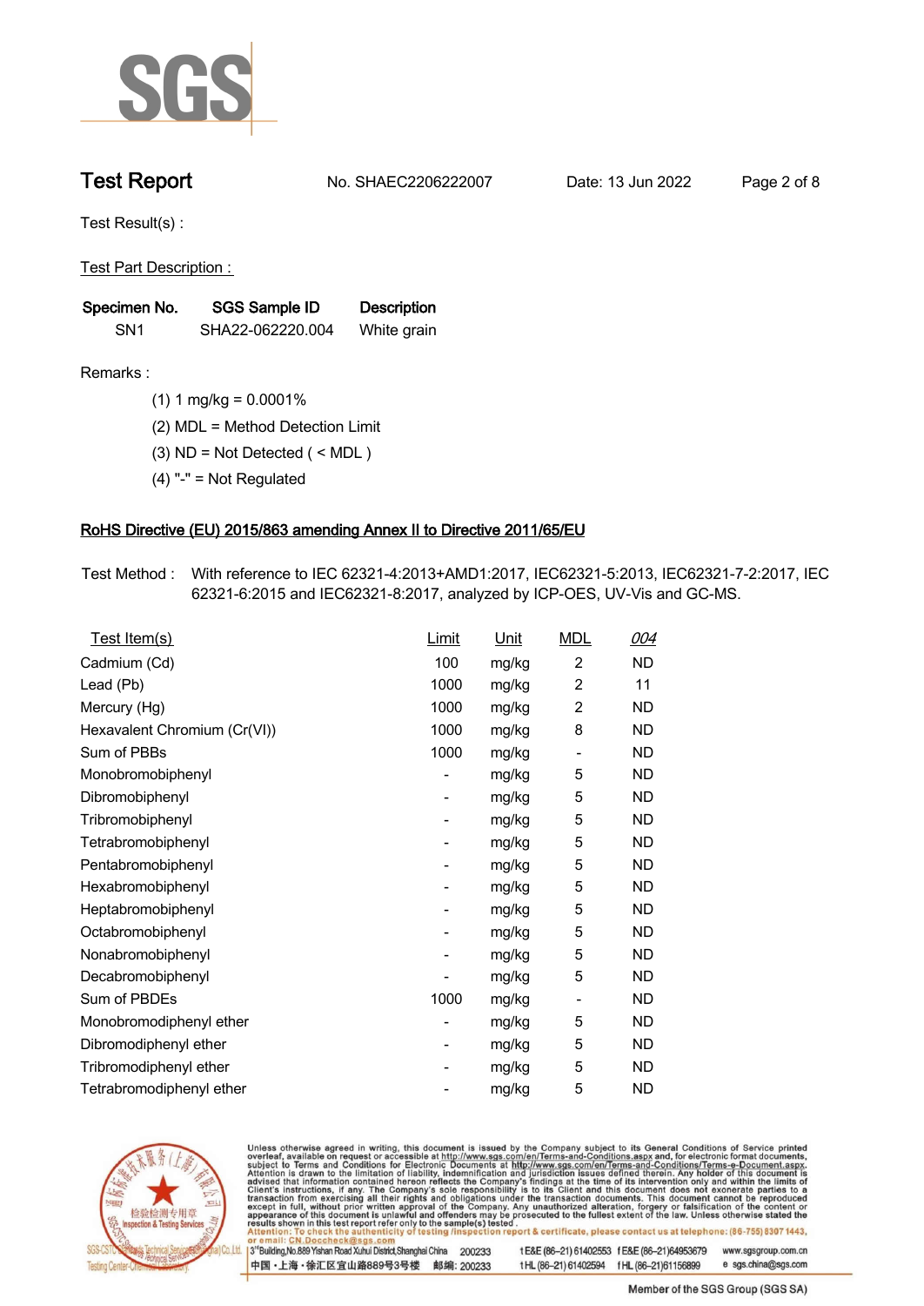# Test Report

No. SHAEC2206222007 Date: 13 Jun 2022

Test Result(s) :

Test Part Description :

| Specimen No. | SGS Sample ID | Description |
|---|---|---|
| SN1 | SHA22-062220.004 | White grain |

Remarks :

(1) 1 mg/kg = 0.0001%

(2) MDL = Method Detection Limit

(3) ND = Not Detected ( < MDL )

(4) "-" = Not Regulated

## RoHS Directive (EU) 2015/863 amending Annex II to Directive 2011/65/EU

Test Method : With reference to IEC 62321-4:2013+AMD1:2017, IEC62321-5:2013, IEC62321-7-2:2017, IEC 62321-6:2015 and IEC62321-8:2017, analyzed by ICP-OES, UV-Vis and GC-MS.

| Test Item(s) | Limit | Unit | MDL | 004 |
|---|---|---|---|---|
| Cadmium (Cd) | 100 | mg/kg | 2 | ND |
| Lead (Pb) | 1000 | mg/kg | 2 | 11 |
| Mercury (Hg) | 1000 | mg/kg | 2 | ND |
| Hexavalent Chromium (Cr(VI)) | 1000 | mg/kg | 8 | ND |
| Sum of PBBs | 1000 | mg/kg | - | ND |
| Monobromobiphenyl | - | mg/kg | 5 | ND |
| Dibromobiphenyl | - | mg/kg | 5 | ND |
| Tribromobiphenyl | - | mg/kg | 5 | ND |
| Tetrabromobiphenyl | - | mg/kg | 5 | ND |
| Pentabromobiphenyl | - | mg/kg | 5 | ND |
| Hexabromobiphenyl | - | mg/kg | 5 | ND |
| Heptabromobiphenyl | - | mg/kg | 5 | ND |
| Octabromobiphenyl | - | mg/kg | 5 | ND |
| Nonabromobiphenyl | - | mg/kg | 5 | ND |
| Decabromobiphenyl | - | mg/kg | 5 | ND |
| Sum of PBDEs | 1000 | mg/kg | - | ND |
| Monobromodiphenyl ether | - | mg/kg | 5 | ND |
| Dibromodiphenyl ether | - | mg/kg | 5 | ND |
| Tribromodiphenyl ether | - | mg/kg | 5 | ND |
| Tetrabromodiphenyl ether | - | mg/kg | 5 | ND |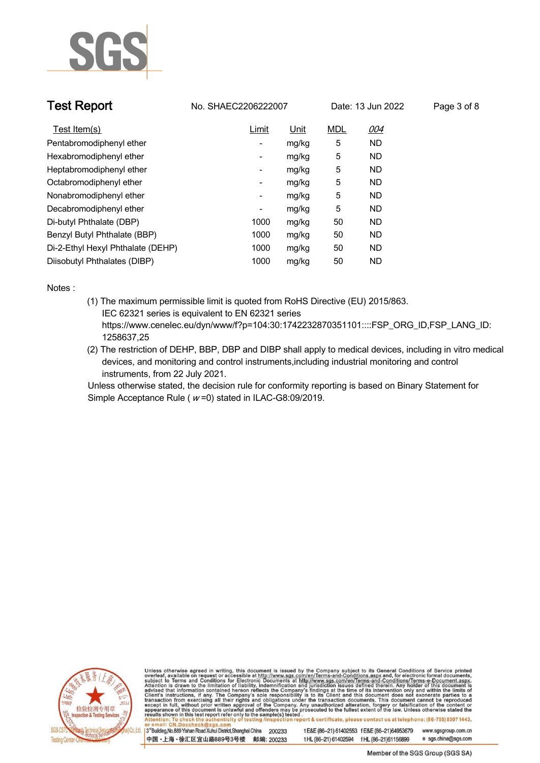| Test Item(s) | Limit | Unit | MDL | *004* |
|---|---|---|---|---|
| Pentabromodiphenyl ether | - | mg/kg | 5 | ND |
| Hexabromodiphenyl ether | - | mg/kg | 5 | ND |
| Heptabromodiphenyl ether | - | mg/kg | 5 | ND |
| Octabromodiphenyl ether | - | mg/kg | 5 | ND |
| Nonabromodiphenyl ether | - | mg/kg | 5 | ND |
| Decabromodiphenyl ether | - | mg/kg | 5 | ND |
| Di-butyl Phthalate (DBP) | 1000 | mg/kg | 50 | ND |
| Benzyl Butyl Phthalate (BBP) | 1000 | mg/kg | 50 | ND |
| Di-2-Ethyl Hexyl Phthalate (DEHP) | 1000 | mg/kg | 50 | ND |
| Diisobutyl Phthalates (DIBP) | 1000 | mg/kg | 50 | ND |

Notes :

(1) The maximum permissible limit is quoted from RoHS Directive (EU) 2015/863.
IEC 62321 series is equivalent to EN 62321 series
https://www.cenelec.eu/dyn/www/f?p=104:30:1742232870351101::::FSP_ORG_ID,FSP_LANG_ID:1258637,25

(2) The restriction of DEHP, BBP, DBP and DIBP shall apply to medical devices, including in vitro medical devices, and monitoring and control instruments,including industrial monitoring and control instruments, from 22 July 2021.

Unless otherwise stated, the decision rule for conformity reporting is based on Binary Statement for Simple Acceptance Rule ( *w* =0) stated in ILAC-G8:09/2019.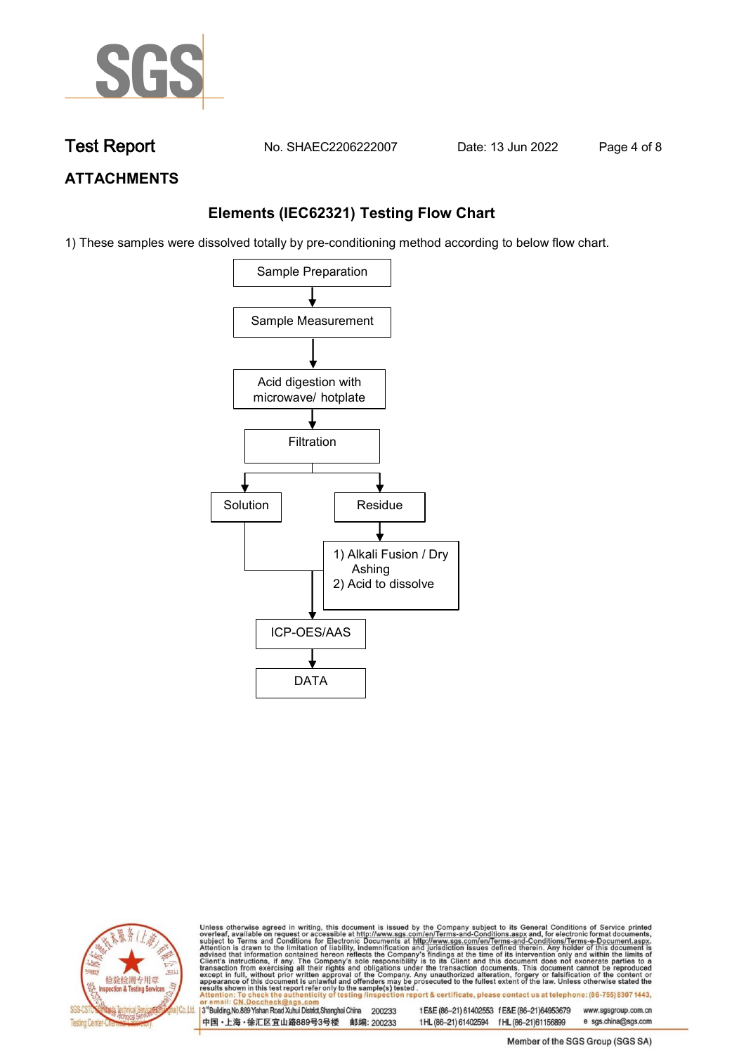# ATTACHMENTS

## Elements (IEC62321) Testing Flow Chart

1) These samples were dissolved totally by pre-conditioning method according to below flow chart.

Sample Preparation
↓
Sample Measurement
↓
Acid digestion with microwave/ hotplate
↓
Filtration
↓
Solution | Residue

Residue
↓
1) Alkali Fusion / Dry Ashing
2) Acid to dissolve

Solution and dissolved residue
↓
ICP-OES/AAS
↓
DATA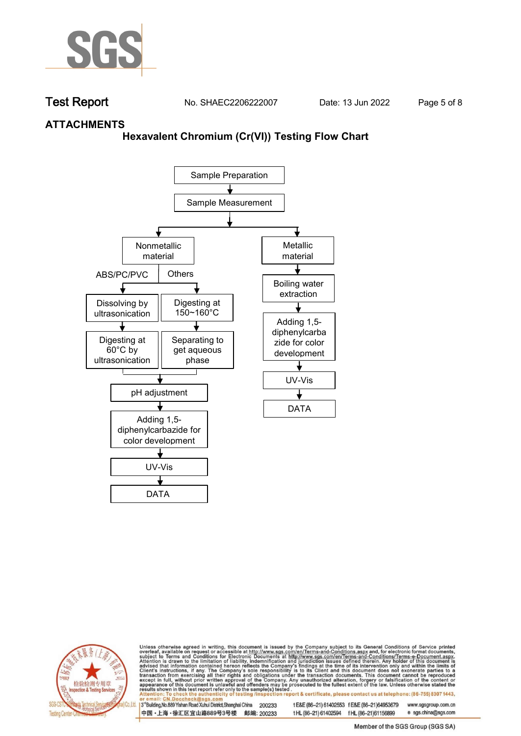## ATTACHMENTS

### Hexavalent Chromium (Cr(VI)) Testing Flow Chart

Sample Preparation
↓
Sample Measurement
↓

**Nonmetallic material**

- ABS/PC/PVC
  - Dissolving by ultrasonication
  - ↓
  - Digesting at 60°C by ultrasonication
- Others
  - Digesting at 150~160°C
  - ↓
  - Separating to get aqueous phase

↓
pH adjustment
↓
Adding 1,5-diphenylcarbazide for color development
↓
UV-Vis
↓
DATA

**Metallic material**

↓
Boiling water extraction
↓
Adding 1,5-diphenylcarbazide for color development
↓
UV-Vis
↓
DATA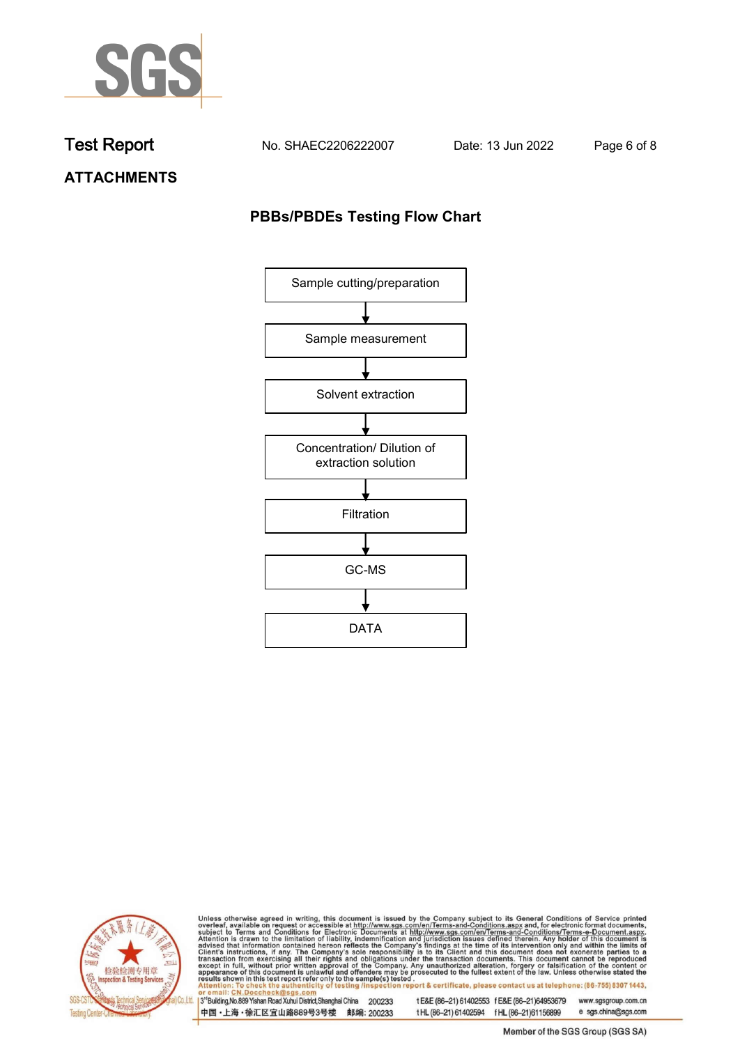# Test Report

No. SHAEC2206222007 Date: 13 Jun 2022

**ATTACHMENTS**

## PBBs/PBDEs Testing Flow Chart

Sample cutting/preparation

↓

Sample measurement

↓

Solvent extraction

↓

Concentration/ Dilution of extraction solution

↓

Filtration

↓

GC-MS

↓

DATA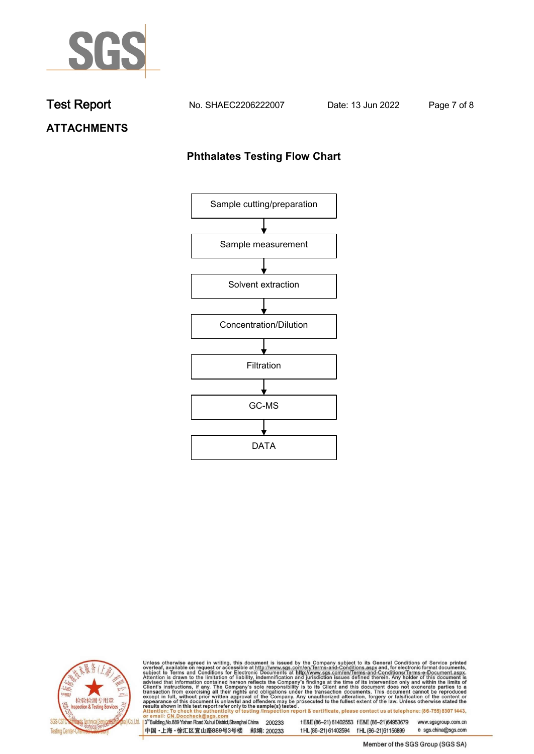# Test Report

No. SHAEC2206222007    Date: 13 Jun 2022

## ATTACHMENTS

### Phthalates Testing Flow Chart

Sample cutting/preparation

↓

Sample measurement

↓

Solvent extraction

↓

Concentration/Dilution

↓

Filtration

↓

GC-MS

↓

DATA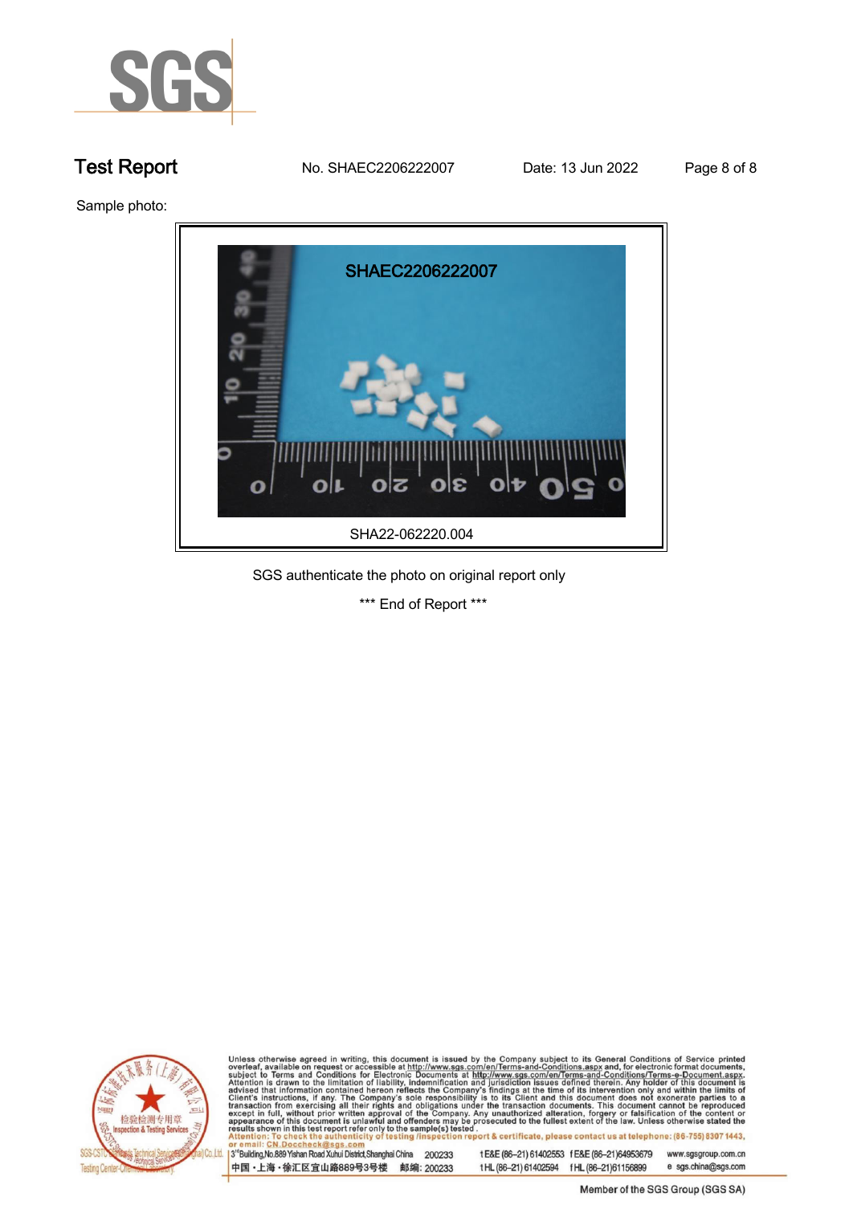Sample photo:

SHA22-062220.004

SGS authenticate the photo on original report only

\*\*\* End of Report \*\*\*